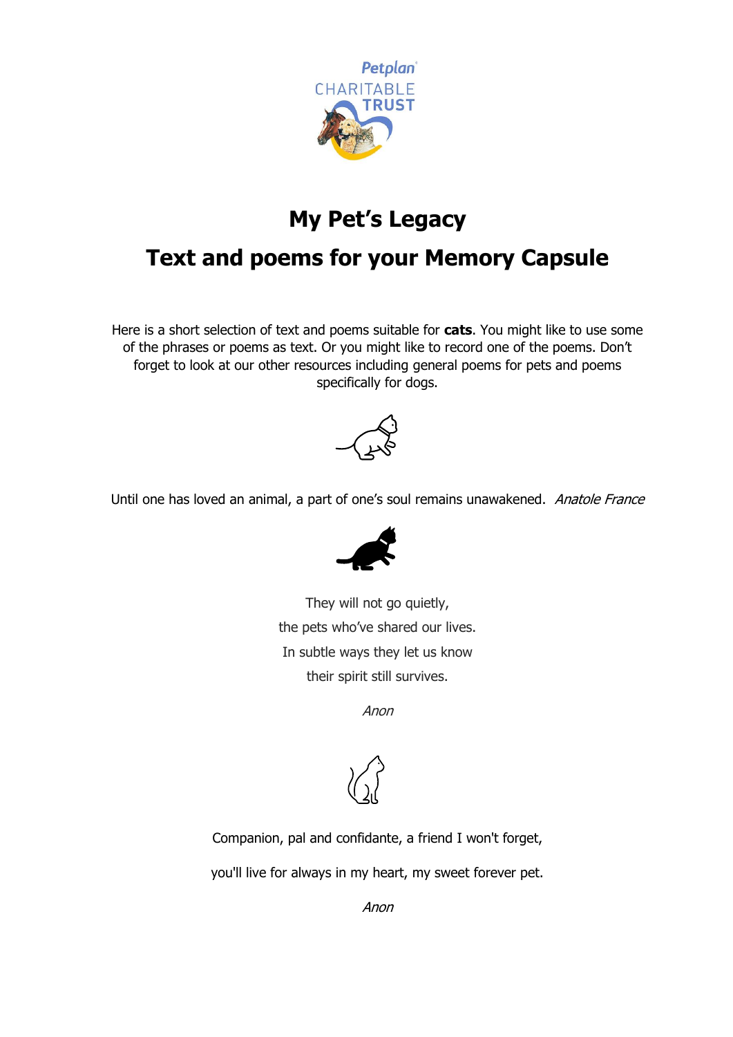Petplan CHARITABLE TRUST

# My Pet's Legacy

# Text and poems for your Memory Capsule

Here is a short selection of text and poems suitable for **cats**. You might like to use some of the phrases or poems as text. Or you might like to record one of the poems. Don't forget to look at our other resources including general poems for pets and poems specifically for dogs.

Until one has loved an animal, a part of one's soul remains unawakened. *Anatole France*

They will not go quietly,
the pets who've shared our lives.
In subtle ways they let us know
their spirit still survives.

*Anon*

Companion, pal and confidante, a friend I won't forget,
you'll live for always in my heart, my sweet forever pet.

*Anon*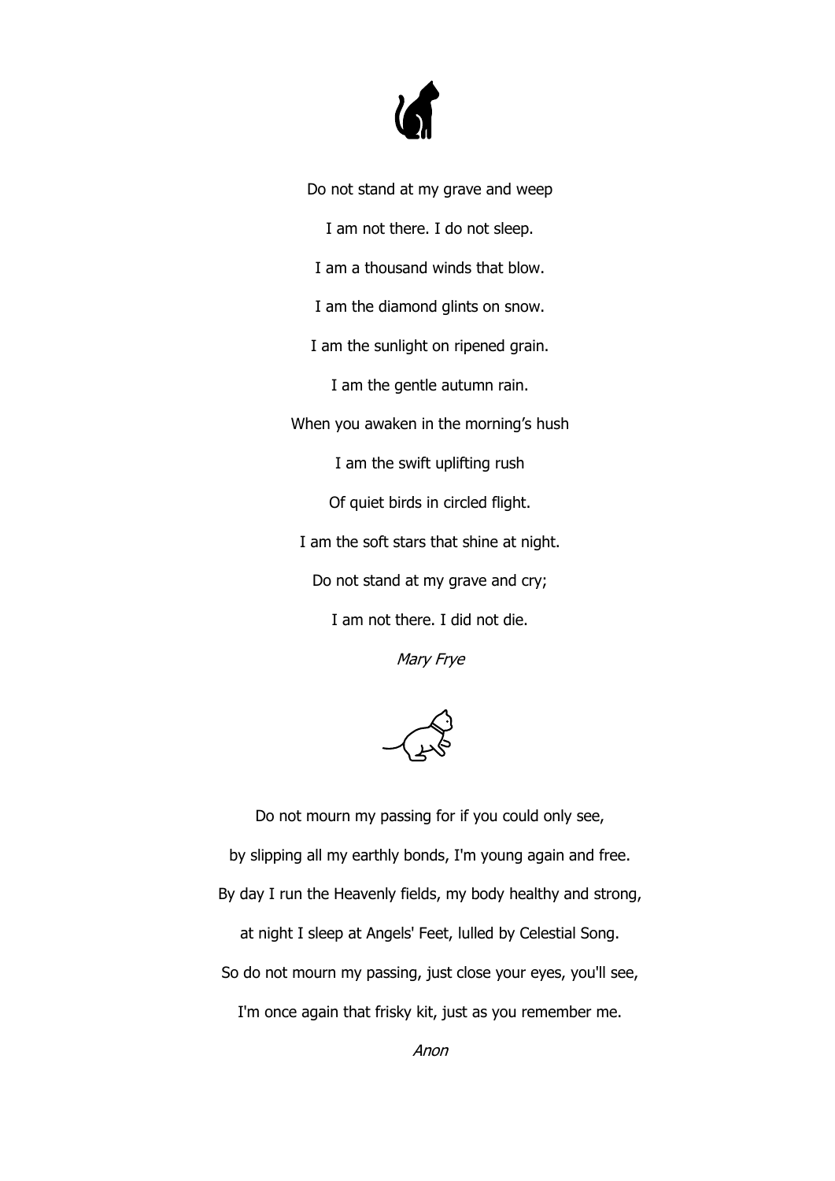Do not stand at my grave and weep

I am not there. I do not sleep.

I am a thousand winds that blow.

I am the diamond glints on snow.

I am the sunlight on ripened grain.

I am the gentle autumn rain.

When you awaken in the morning's hush

I am the swift uplifting rush

Of quiet birds in circled flight.

I am the soft stars that shine at night.

Do not stand at my grave and cry;

I am not there. I did not die.

*Mary Frye*

Do not mourn my passing for if you could only see,

by slipping all my earthly bonds, I'm young again and free.

By day I run the Heavenly fields, my body healthy and strong,

at night I sleep at Angels' Feet, lulled by Celestial Song.

So do not mourn my passing, just close your eyes, you'll see,

I'm once again that frisky kit, just as you remember me.

*Anon*